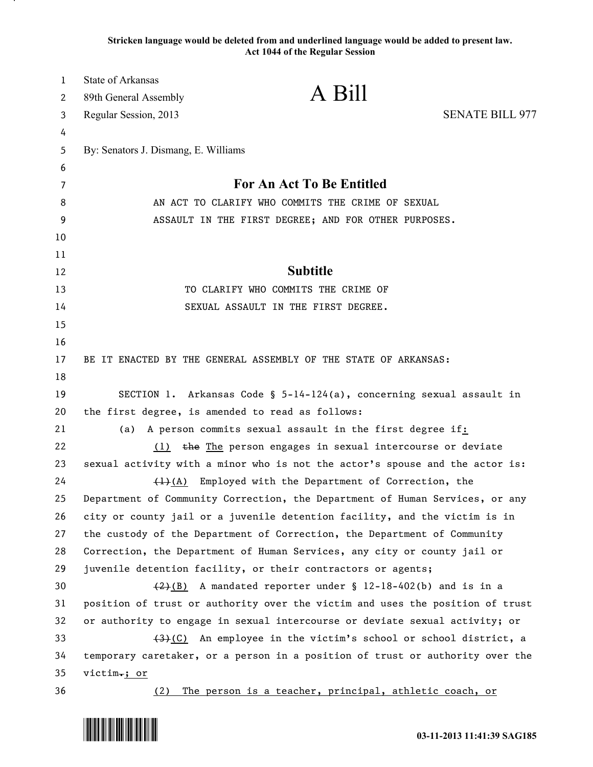**Stricken language would be deleted from and underlined language would be added to present law.**
**Act 1044 of the Regular Session**

State of Arkansas
89th General Assembly
Regular Session, 2013

# A Bill

SENATE BILL 977

By: Senators J. Dismang, E. Williams

## For An Act To Be Entitled

AN ACT TO CLARIFY WHO COMMITS THE CRIME OF SEXUAL ASSAULT IN THE FIRST DEGREE; AND FOR OTHER PURPOSES.

## Subtitle

TO CLARIFY WHO COMMITS THE CRIME OF SEXUAL ASSAULT IN THE FIRST DEGREE.

BE IT ENACTED BY THE GENERAL ASSEMBLY OF THE STATE OF ARKANSAS:

SECTION 1. Arkansas Code § 5-14-124(a), concerning sexual assault in the first degree, is amended to read as follows:

(a) A person commits sexual assault in the first degree if<u>:</u>

<u>(1)</u> ~~the~~ <u>The</u> person engages in sexual intercourse or deviate sexual activity with a minor who is not the actor's spouse and the actor is:

~~(1)~~<u>(A)</u> Employed with the Department of Correction, the Department of Community Correction, the Department of Human Services, or any city or county jail or a juvenile detention facility, and the victim is in the custody of the Department of Correction, the Department of Community Correction, the Department of Human Services, any city or county jail or juvenile detention facility, or their contractors or agents;

~~(2)~~<u>(B)</u> A mandated reporter under § 12-18-402(b) and is in a position of trust or authority over the victim and uses the position of trust or authority to engage in sexual intercourse or deviate sexual activity; or

~~(3)~~<u>(C)</u> An employee in the victim's school or school district, a temporary caretaker, or a person in a position of trust or authority over the victim~~.~~<u>; or</u>

<u>(2) The person is a teacher, principal, athletic coach, or</u>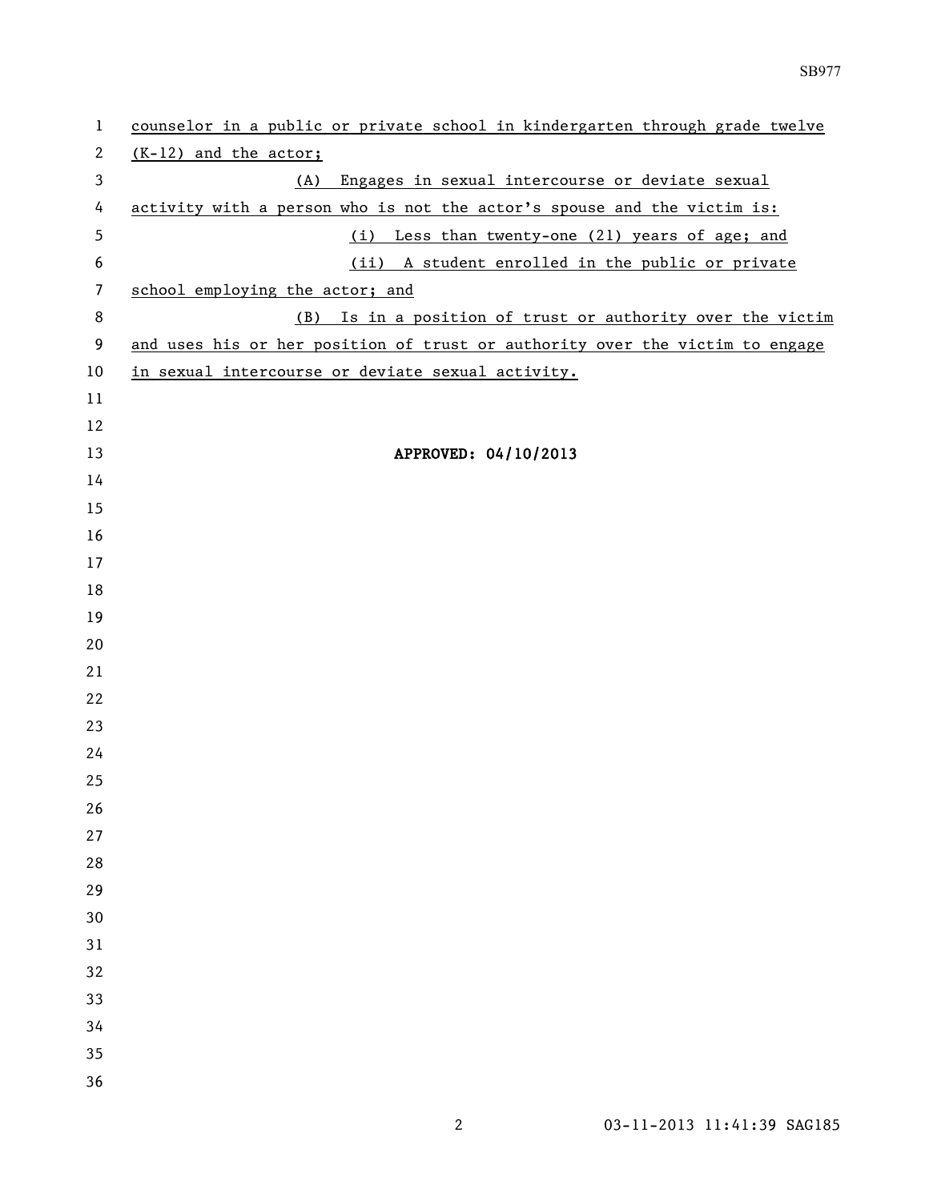counselor in a public or private school in kindergarten through grade twelve (K-12) and the actor;

(A) Engages in sexual intercourse or deviate sexual activity with a person who is not the actor's spouse and the victim is:

(i) Less than twenty-one (21) years of age; and

(ii) A student enrolled in the public or private school employing the actor; and

(B) Is in a position of trust or authority over the victim and uses his or her position of trust or authority over the victim to engage in sexual intercourse or deviate sexual activity.

**APPROVED: 04/10/2013**